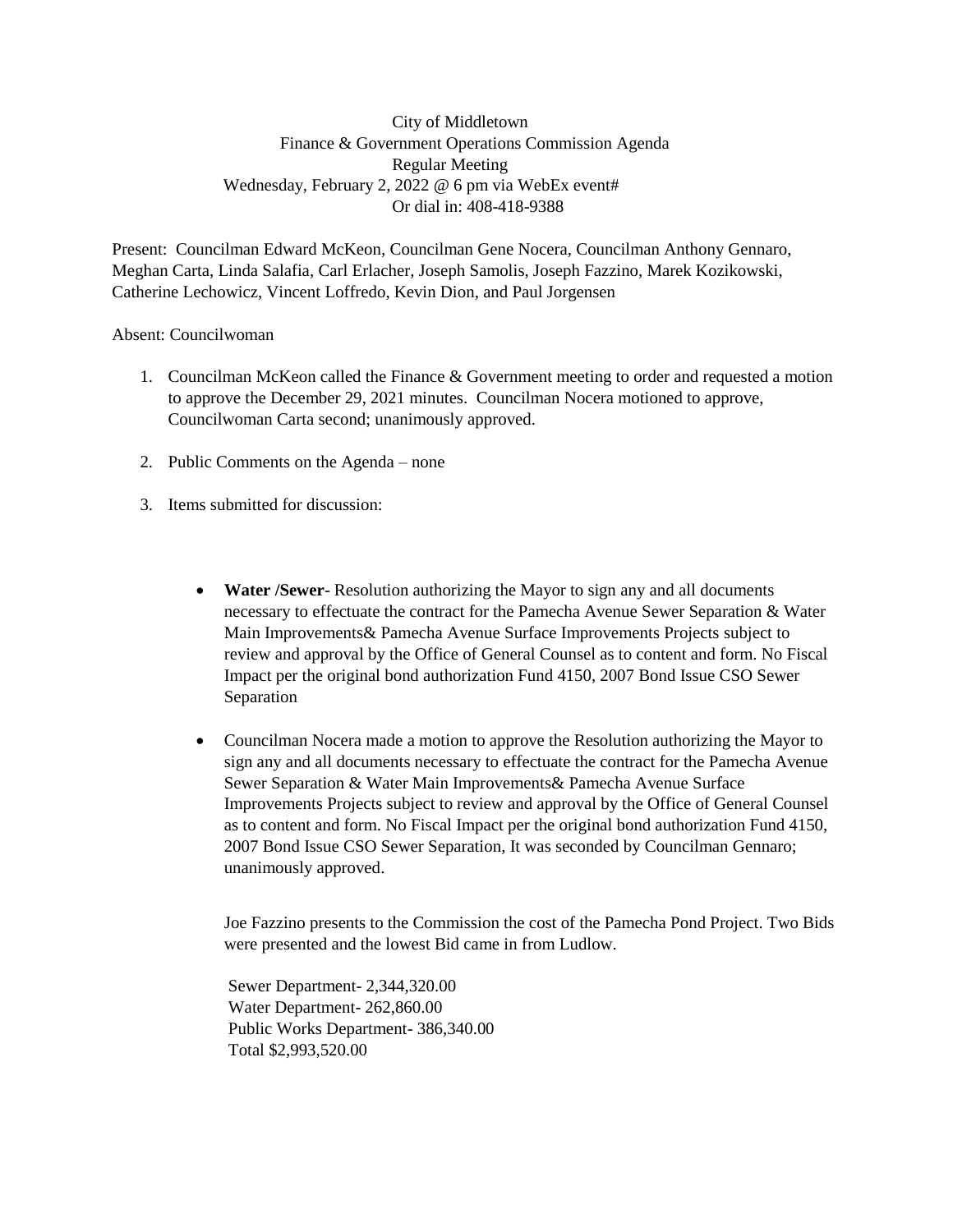City of Middletown
Finance & Government Operations Commission Agenda
Regular Meeting
Wednesday, February 2, 2022 @ 6 pm via WebEx event#
Or dial in: 408-418-9388

Present: Councilman Edward McKeon, Councilman Gene Nocera, Councilman Anthony Gennaro, Meghan Carta, Linda Salafia, Carl Erlacher, Joseph Samolis, Joseph Fazzino, Marek Kozikowski, Catherine Lechowicz, Vincent Loffredo, Kevin Dion, and Paul Jorgensen

Absent: Councilwoman

1. Councilman McKeon called the Finance & Government meeting to order and requested a motion to approve the December 29, 2021 minutes. Councilman Nocera motioned to approve, Councilwoman Carta second; unanimously approved.

2. Public Comments on the Agenda – none

3. Items submitted for discussion:

- **Water /Sewer**- Resolution authorizing the Mayor to sign any and all documents necessary to effectuate the contract for the Pamecha Avenue Sewer Separation & Water Main Improvements& Pamecha Avenue Surface Improvements Projects subject to review and approval by the Office of General Counsel as to content and form. No Fiscal Impact per the original bond authorization Fund 4150, 2007 Bond Issue CSO Sewer Separation

- Councilman Nocera made a motion to approve the Resolution authorizing the Mayor to sign any and all documents necessary to effectuate the contract for the Pamecha Avenue Sewer Separation & Water Main Improvements& Pamecha Avenue Surface Improvements Projects subject to review and approval by the Office of General Counsel as to content and form. No Fiscal Impact per the original bond authorization Fund 4150, 2007 Bond Issue CSO Sewer Separation, It was seconded by Councilman Gennaro; unanimously approved.

  Joe Fazzino presents to the Commission the cost of the Pamecha Pond Project. Two Bids were presented and the lowest Bid came in from Ludlow.

  Sewer Department- 2,344,320.00
  Water Department- 262,860.00
  Public Works Department- 386,340.00
  Total $2,993,520.00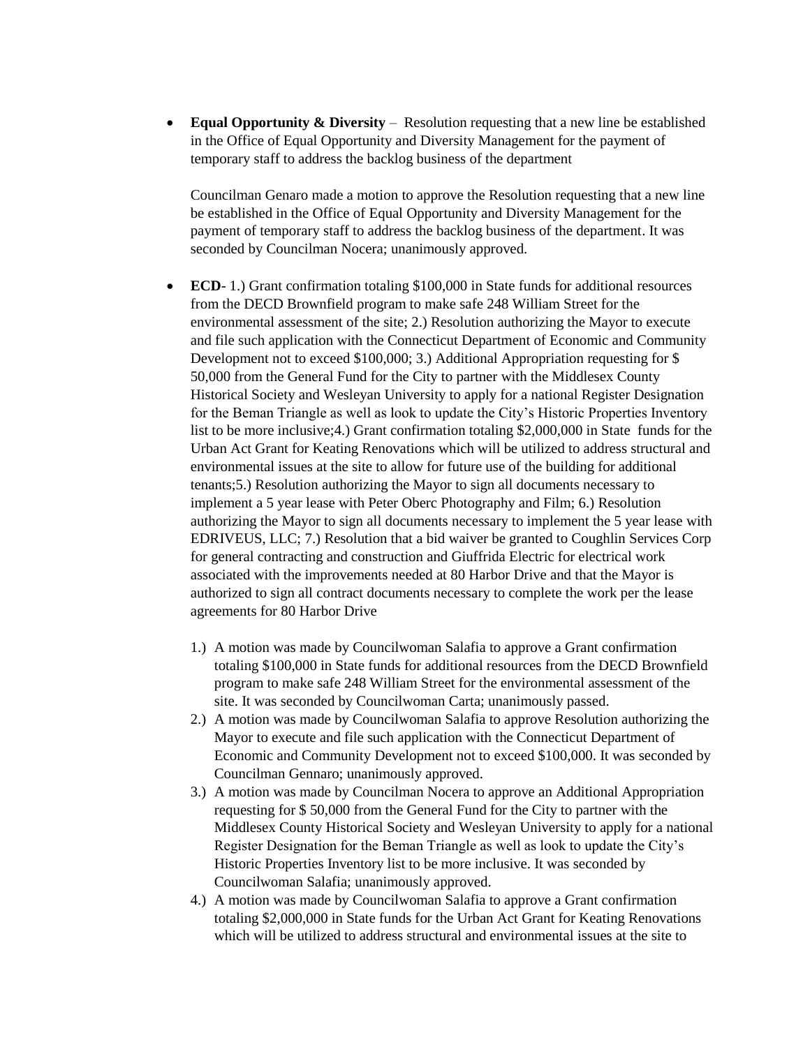- **Equal Opportunity & Diversity** – Resolution requesting that a new line be established in the Office of Equal Opportunity and Diversity Management for the payment of temporary staff to address the backlog business of the department

  Councilman Genaro made a motion to approve the Resolution requesting that a new line be established in the Office of Equal Opportunity and Diversity Management for the payment of temporary staff to address the backlog business of the department. It was seconded by Councilman Nocera; unanimously approved.

- **ECD**- 1.) Grant confirmation totaling $100,000 in State funds for additional resources from the DECD Brownfield program to make safe 248 William Street for the environmental assessment of the site; 2.) Resolution authorizing the Mayor to execute and file such application with the Connecticut Department of Economic and Community Development not to exceed $100,000; 3.) Additional Appropriation requesting for $ 50,000 from the General Fund for the City to partner with the Middlesex County Historical Society and Wesleyan University to apply for a national Register Designation for the Beman Triangle as well as look to update the City's Historic Properties Inventory list to be more inclusive;4.) Grant confirmation totaling $2,000,000 in State funds for the Urban Act Grant for Keating Renovations which will be utilized to address structural and environmental issues at the site to allow for future use of the building for additional tenants;5.) Resolution authorizing the Mayor to sign all documents necessary to implement a 5 year lease with Peter Oberc Photography and Film; 6.) Resolution authorizing the Mayor to sign all documents necessary to implement the 5 year lease with EDRIVEUS, LLC; 7.) Resolution that a bid waiver be granted to Coughlin Services Corp for general contracting and construction and Giuffrida Electric for electrical work associated with the improvements needed at 80 Harbor Drive and that the Mayor is authorized to sign all contract documents necessary to complete the work per the lease agreements for 80 Harbor Drive

  1.) A motion was made by Councilwoman Salafia to approve a Grant confirmation totaling $100,000 in State funds for additional resources from the DECD Brownfield program to make safe 248 William Street for the environmental assessment of the site. It was seconded by Councilwoman Carta; unanimously passed.
  2.) A motion was made by Councilwoman Salafia to approve Resolution authorizing the Mayor to execute and file such application with the Connecticut Department of Economic and Community Development not to exceed $100,000. It was seconded by Councilman Gennaro; unanimously approved.
  3.) A motion was made by Councilman Nocera to approve an Additional Appropriation requesting for $ 50,000 from the General Fund for the City to partner with the Middlesex County Historical Society and Wesleyan University to apply for a national Register Designation for the Beman Triangle as well as look to update the City's Historic Properties Inventory list to be more inclusive. It was seconded by Councilwoman Salafia; unanimously approved.
  4.) A motion was made by Councilwoman Salafia to approve a Grant confirmation totaling $2,000,000 in State funds for the Urban Act Grant for Keating Renovations which will be utilized to address structural and environmental issues at the site to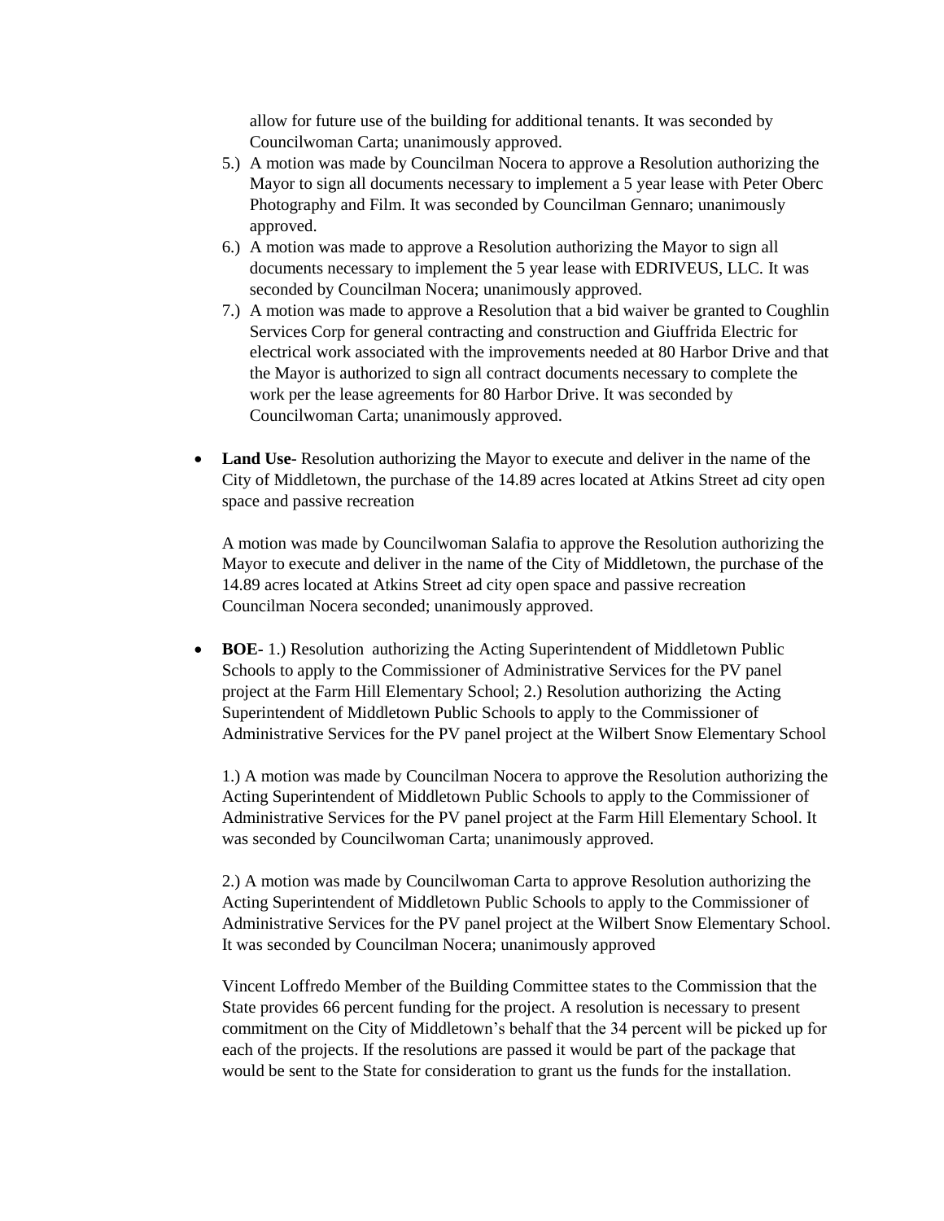allow for future use of the building for additional tenants. It was seconded by Councilwoman Carta; unanimously approved.

5.) A motion was made by Councilman Nocera to approve a Resolution authorizing the Mayor to sign all documents necessary to implement a 5 year lease with Peter Oberc Photography and Film. It was seconded by Councilman Gennaro; unanimously approved.

6.) A motion was made to approve a Resolution authorizing the Mayor to sign all documents necessary to implement the 5 year lease with EDRIVEUS, LLC. It was seconded by Councilman Nocera; unanimously approved.

7.) A motion was made to approve a Resolution that a bid waiver be granted to Coughlin Services Corp for general contracting and construction and Giuffrida Electric for electrical work associated with the improvements needed at 80 Harbor Drive and that the Mayor is authorized to sign all contract documents necessary to complete the work per the lease agreements for 80 Harbor Drive. It was seconded by Councilwoman Carta; unanimously approved.

- **Land Use**- Resolution authorizing the Mayor to execute and deliver in the name of the City of Middletown, the purchase of the 14.89 acres located at Atkins Street ad city open space and passive recreation

  A motion was made by Councilwoman Salafia to approve the Resolution authorizing the Mayor to execute and deliver in the name of the City of Middletown, the purchase of the 14.89 acres located at Atkins Street ad city open space and passive recreation Councilman Nocera seconded; unanimously approved.

- **BOE-** 1.) Resolution authorizing the Acting Superintendent of Middletown Public Schools to apply to the Commissioner of Administrative Services for the PV panel project at the Farm Hill Elementary School; 2.) Resolution authorizing the Acting Superintendent of Middletown Public Schools to apply to the Commissioner of Administrative Services for the PV panel project at the Wilbert Snow Elementary School

  1.) A motion was made by Councilman Nocera to approve the Resolution authorizing the Acting Superintendent of Middletown Public Schools to apply to the Commissioner of Administrative Services for the PV panel project at the Farm Hill Elementary School. It was seconded by Councilwoman Carta; unanimously approved.

  2.) A motion was made by Councilwoman Carta to approve Resolution authorizing the Acting Superintendent of Middletown Public Schools to apply to the Commissioner of Administrative Services for the PV panel project at the Wilbert Snow Elementary School. It was seconded by Councilman Nocera; unanimously approved

  Vincent Loffredo Member of the Building Committee states to the Commission that the State provides 66 percent funding for the project. A resolution is necessary to present commitment on the City of Middletown's behalf that the 34 percent will be picked up for each of the projects. If the resolutions are passed it would be part of the package that would be sent to the State for consideration to grant us the funds for the installation.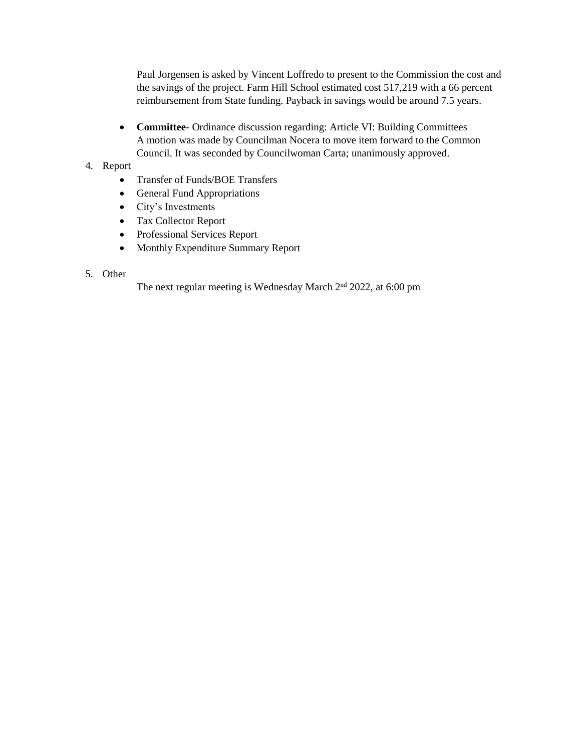Paul Jorgensen is asked by Vincent Loffredo to present to the Commission the cost and the savings of the project. Farm Hill School estimated cost 517,219 with a 66 percent reimbursement from State funding. Payback in savings would be around 7.5 years.

- **Committee-** Ordinance discussion regarding: Article VI: Building Committees
  A motion was made by Councilman Nocera to move item forward to the Common Council. It was seconded by Councilwoman Carta; unanimously approved.

4. Report
   - Transfer of Funds/BOE Transfers
   - General Fund Appropriations
   - City's Investments
   - Tax Collector Report
   - Professional Services Report
   - Monthly Expenditure Summary Report

5. Other

   The next regular meeting is Wednesday March 2nd 2022, at 6:00 pm